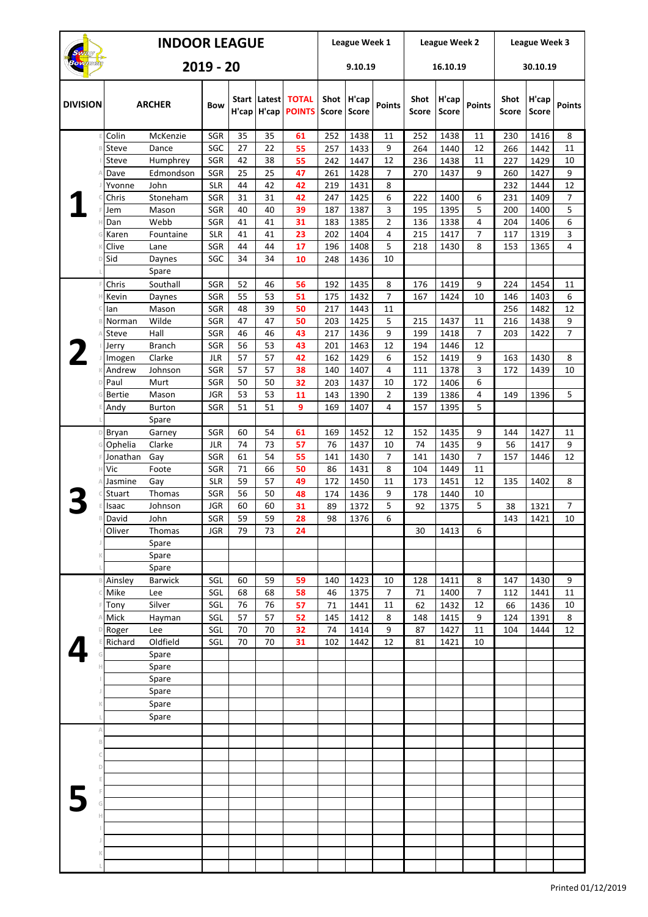# INDOOR LEAGUE 2019 - 20

| DIVISION | | ARCHER | | Bow | Start H'cap | Latest H'cap | TOTAL POINTS | League Week 1 9.10.19 Shot Score | H'cap Score | Points | League Week 2 16.10.19 Shot Score | H'cap Score | Points | League Week 3 30.10.19 Shot Score | H'cap Score | Points |
|---|---|---|---|---|---|---|---|---|---|---|---|---|---|---|---|---|
| 1 | E | Colin | McKenzie | SGR | 35 | 35 | 61 | 252 | 1438 | 11 | 252 | 1438 | 11 | 230 | 1416 | 8 |
| | B | Steve | Dance | SGC | 27 | 22 | 55 | 257 | 1433 | 9 | 264 | 1440 | 12 | 266 | 1442 | 11 |
| | I | Steve | Humphrey | SGR | 42 | 38 | 55 | 242 | 1447 | 12 | 236 | 1438 | 11 | 227 | 1429 | 10 |
| | A | Dave | Edmondson | SGR | 25 | 25 | 47 | 261 | 1428 | 7 | 270 | 1437 | 9 | 260 | 1427 | 9 |
| | J | Yvonne | John | SLR | 44 | 42 | 42 | 219 | 1431 | 8 | | | | 232 | 1444 | 12 |
| | C | Chris | Stoneham | SGR | 31 | 31 | 42 | 247 | 1425 | 6 | 222 | 1400 | 6 | 231 | 1409 | 7 |
| | F | Jem | Mason | SGR | 40 | 40 | 39 | 187 | 1387 | 3 | 195 | 1395 | 5 | 200 | 1400 | 5 |
| | H | Dan | Webb | SGR | 41 | 41 | 31 | 183 | 1385 | 2 | 136 | 1338 | 4 | 204 | 1406 | 6 |
| | G | Karen | Fountaine | SLR | 41 | 41 | 23 | 202 | 1404 | 4 | 215 | 1417 | 7 | 117 | 1319 | 3 |
| | K | Clive | Lane | SGR | 44 | 44 | 17 | 196 | 1408 | 5 | 218 | 1430 | 8 | 153 | 1365 | 4 |
| | D | Sid | Daynes | SGC | 34 | 34 | 10 | 248 | 1436 | 10 | | | | | | |
| | L | | Spare | | | | | | | | | | | | | |
| 2 | F | Chris | Southall | SGR | 52 | 46 | 56 | 192 | 1435 | 8 | 176 | 1419 | 9 | 224 | 1454 | 11 |
| | H | Kevin | Daynes | SGR | 55 | 53 | 51 | 175 | 1432 | 7 | 167 | 1424 | 10 | 146 | 1403 | 6 |
| | C | Ian | Mason | SGR | 48 | 39 | 50 | 217 | 1443 | 11 | | | | 256 | 1482 | 12 |
| | B | Norman | Wilde | SGR | 47 | 47 | 50 | 203 | 1425 | 5 | 215 | 1437 | 11 | 216 | 1438 | 9 |
| | A | Steve | Hall | SGR | 46 | 46 | 43 | 217 | 1436 | 9 | 199 | 1418 | 7 | 203 | 1422 | 7 |
| | I | Jerry | Branch | SGR | 56 | 53 | 43 | 201 | 1463 | 12 | 194 | 1446 | 12 | | | |
| | J | Imogen | Clarke | JLR | 57 | 57 | 42 | 162 | 1429 | 6 | 152 | 1419 | 9 | 163 | 1430 | 8 |
| | K | Andrew | Johnson | SGR | 57 | 57 | 38 | 140 | 1407 | 4 | 111 | 1378 | 3 | 172 | 1439 | 10 |
| | D | Paul | Murt | SGR | 50 | 50 | 32 | 203 | 1437 | 10 | 172 | 1406 | 6 | | | |
| | G | Bertie | Mason | JGR | 53 | 53 | 11 | 143 | 1390 | 2 | 139 | 1386 | 4 | 149 | 1396 | 5 |
| | E | Andy | Burton | SGR | 51 | 51 | 9 | 169 | 1407 | 4 | 157 | 1395 | 5 | | | |
| | L | | Spare | | | | | | | | | | | | | |
| 3 | D | Bryan | Garney | SGR | 60 | 54 | 61 | 169 | 1452 | 12 | 152 | 1435 | 9 | 144 | 1427 | 11 |
| | G | Ophelia | Clarke | JLR | 74 | 73 | 57 | 76 | 1437 | 10 | 74 | 1435 | 9 | 56 | 1417 | 9 |
| | F | Jonathan | Gay | SGR | 61 | 54 | 55 | 141 | 1430 | 7 | 141 | 1430 | 7 | 157 | 1446 | 12 |
| | H | Vic | Foote | SGR | 71 | 66 | 50 | 86 | 1431 | 8 | 104 | 1449 | 11 | | | |
| | A | Jasmine | Gay | SLR | 59 | 57 | 49 | 172 | 1450 | 11 | 173 | 1451 | 12 | 135 | 1402 | 8 |
| | C | Stuart | Thomas | SGR | 56 | 50 | 48 | 174 | 1436 | 9 | 178 | 1440 | 10 | | | |
| | E | Isaac | Johnson | JGR | 60 | 60 | 31 | 89 | 1372 | 5 | 92 | 1375 | 5 | 38 | 1321 | 7 |
| | B | David | John | SGR | 59 | 59 | 28 | 98 | 1376 | 6 | | | | 143 | 1421 | 10 |
| | I | Oliver | Thomas | JGR | 79 | 73 | 24 | | | | 30 | 1413 | 6 | | | |
| | J | | Spare | | | | | | | | | | | | | |
| | K | | Spare | | | | | | | | | | | | | |
| | L | | Spare | | | | | | | | | | | | | |
| 4 | B | Ainsley | Barwick | SGL | 60 | 59 | 59 | 140 | 1423 | 10 | 128 | 1411 | 8 | 147 | 1430 | 9 |
| | C | Mike | Lee | SGL | 68 | 68 | 58 | 46 | 1375 | 7 | 71 | 1400 | 7 | 112 | 1441 | 11 |
| | F | Tony | Silver | SGL | 76 | 76 | 57 | 71 | 1441 | 11 | 62 | 1432 | 12 | 66 | 1436 | 10 |
| | A | Mick | Hayman | SGL | 57 | 57 | 52 | 145 | 1412 | 8 | 148 | 1415 | 9 | 124 | 1391 | 8 |
| | D | Roger | Lee | SGL | 70 | 70 | 32 | 74 | 1414 | 9 | 87 | 1427 | 11 | 104 | 1444 | 12 |
| | E | Richard | Oldfield | SGL | 70 | 70 | 31 | 102 | 1442 | 12 | 81 | 1421 | 10 | | | |
| | G | | Spare | | | | | | | | | | | | | |
| | H | | Spare | | | | | | | | | | | | | |
| | I | | Spare | | | | | | | | | | | | | |
| | J | | Spare | | | | | | | | | | | | | |
| | K | | Spare | | | | | | | | | | | | | |
| | L | | Spare | | | | | | | | | | | | | |
| 5 | A | | | | | | | | | | | | | | | |
| | B | | | | | | | | | | | | | | | |
| | C | | | | | | | | | | | | | | | |
| | D | | | | | | | | | | | | | | | |
| | E | | | | | | | | | | | | | | | |
| | F | | | | | | | | | | | | | | | |
| | G | | | | | | | | | | | | | | | |
| | H | | | | | | | | | | | | | | | |
| | I | | | | | | | | | | | | | | | |
| | J | | | | | | | | | | | | | | | |
| | K | | | | | | | | | | | | | | | |
| | L | | | | | | | | | | | | | | | |

Printed 01/12/2019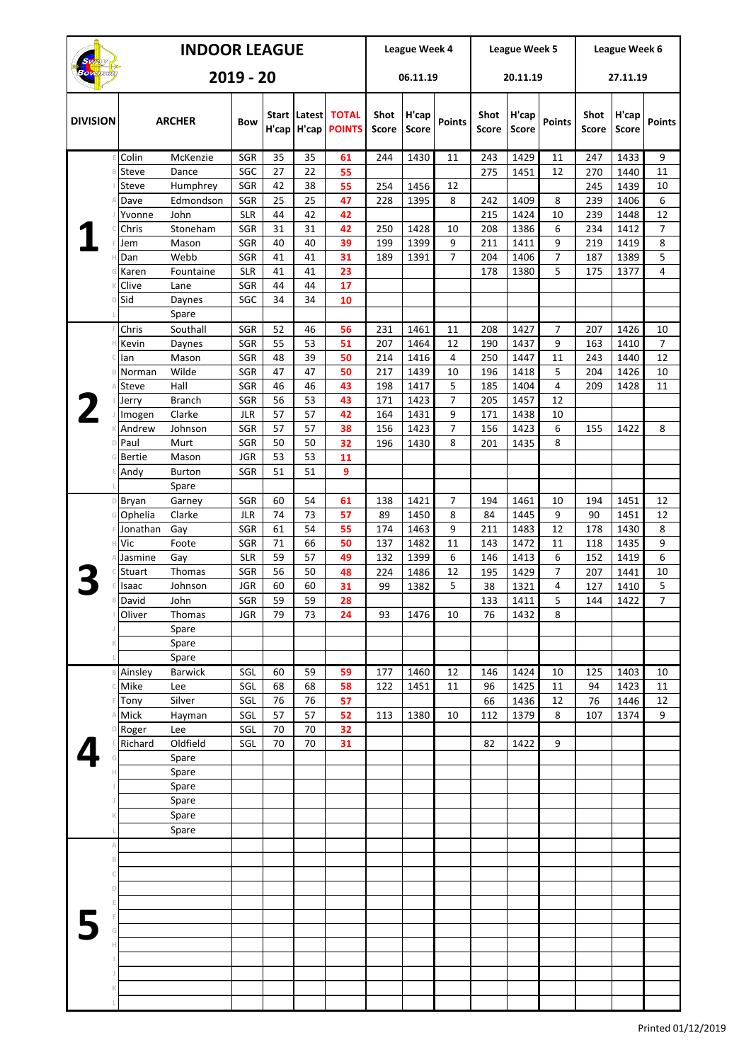# INDOOR LEAGUE

## 2019 - 20

| DIVISION | | ARCHER | | Bow | Start H'cap | Latest H'cap | TOTAL POINTS | League Week 4 06.11.19 Shot Score | H'cap Score | Points | League Week 5 20.11.19 Shot Score | H'cap Score | Points | League Week 6 27.11.19 Shot Score | H'cap Score | Points |
|---|---|---|---|---|---|---|---|---|---|---|---|---|---|---|---|---|
| 1 | E | Colin | McKenzie | SGR | 35 | 35 | 61 | 244 | 1430 | 11 | 243 | 1429 | 11 | 247 | 1433 | 9 |
| | B | Steve | Dance | SGC | 27 | 22 | 55 | | | | 275 | 1451 | 12 | 270 | 1440 | 11 |
| | I | Steve | Humphrey | SGR | 42 | 38 | 55 | 254 | 1456 | 12 | | | | 245 | 1439 | 10 |
| | A | Dave | Edmondson | SGR | 25 | 25 | 47 | 228 | 1395 | 8 | 242 | 1409 | 8 | 239 | 1406 | 6 |
| | J | Yvonne | John | SLR | 44 | 42 | 42 | | | | 215 | 1424 | 10 | 239 | 1448 | 12 |
| | C | Chris | Stoneham | SGR | 31 | 31 | 42 | 250 | 1428 | 10 | 208 | 1386 | 6 | 234 | 1412 | 7 |
| | F | Jem | Mason | SGR | 40 | 40 | 39 | 199 | 1399 | 9 | 211 | 1411 | 9 | 219 | 1419 | 8 |
| | H | Dan | Webb | SGR | 41 | 41 | 31 | 189 | 1391 | 7 | 204 | 1406 | 7 | 187 | 1389 | 5 |
| | G | Karen | Fountaine | SLR | 41 | 41 | 23 | | | | 178 | 1380 | 5 | 175 | 1377 | 4 |
| | K | Clive | Lane | SGR | 44 | 44 | 17 | | | | | | | | | |
| | D | Sid | Daynes | SGC | 34 | 34 | 10 | | | | | | | | | |
| | L | | Spare | | | | | | | | | | | | | |
| 2 | F | Chris | Southall | SGR | 52 | 46 | 56 | 231 | 1461 | 11 | 208 | 1427 | 7 | 207 | 1426 | 10 |
| | H | Kevin | Daynes | SGR | 55 | 53 | 51 | 207 | 1464 | 12 | 190 | 1437 | 9 | 163 | 1410 | 7 |
| | C | Ian | Mason | SGR | 48 | 39 | 50 | 214 | 1416 | 4 | 250 | 1447 | 11 | 243 | 1440 | 12 |
| | B | Norman | Wilde | SGR | 47 | 47 | 50 | 217 | 1439 | 10 | 196 | 1418 | 5 | 204 | 1426 | 10 |
| | A | Steve | Hall | SGR | 46 | 46 | 43 | 198 | 1417 | 5 | 185 | 1404 | 4 | 209 | 1428 | 11 |
| | I | Jerry | Branch | SGR | 56 | 53 | 43 | 171 | 1423 | 7 | 205 | 1457 | 12 | | | |
| | J | Imogen | Clarke | JLR | 57 | 57 | 42 | 164 | 1431 | 9 | 171 | 1438 | 10 | | | |
| | K | Andrew | Johnson | SGR | 57 | 57 | 38 | 156 | 1423 | 7 | 156 | 1423 | 6 | 155 | 1422 | 8 |
| | D | Paul | Murt | SGR | 50 | 50 | 32 | 196 | 1430 | 8 | 201 | 1435 | 8 | | | |
| | G | Bertie | Mason | JGR | 53 | 53 | 11 | | | | | | | | | |
| | E | Andy | Burton | SGR | 51 | 51 | 9 | | | | | | | | | |
| | L | | Spare | | | | | | | | | | | | | |
| 3 | D | Bryan | Garney | SGR | 60 | 54 | 61 | 138 | 1421 | 7 | 194 | 1461 | 10 | 194 | 1451 | 12 |
| | G | Ophelia | Clarke | JLR | 74 | 73 | 57 | 89 | 1450 | 8 | 84 | 1445 | 9 | 90 | 1451 | 12 |
| | F | Jonathan | Gay | SGR | 61 | 54 | 55 | 174 | 1463 | 9 | 211 | 1483 | 12 | 178 | 1430 | 8 |
| | H | Vic | Foote | SGR | 71 | 66 | 50 | 137 | 1482 | 11 | 143 | 1472 | 11 | 118 | 1435 | 9 |
| | A | Jasmine | Gay | SLR | 59 | 57 | 49 | 132 | 1399 | 6 | 146 | 1413 | 6 | 152 | 1419 | 6 |
| | C | Stuart | Thomas | SGR | 56 | 50 | 48 | 224 | 1486 | 12 | 195 | 1429 | 7 | 207 | 1441 | 10 |
| | E | Isaac | Johnson | JGR | 60 | 60 | 31 | 99 | 1382 | 5 | 38 | 1321 | 4 | 127 | 1410 | 5 |
| | B | David | John | SGR | 59 | 59 | 28 | | | | 133 | 1411 | 5 | 144 | 1422 | 7 |
| | I | Oliver | Thomas | JGR | 79 | 73 | 24 | 93 | 1476 | 10 | 76 | 1432 | 8 | | | |
| | J | | Spare | | | | | | | | | | | | | |
| | K | | Spare | | | | | | | | | | | | | |
| | L | | Spare | | | | | | | | | | | | | |
| 4 | B | Ainsley | Barwick | SGL | 60 | 59 | 59 | 177 | 1460 | 12 | 146 | 1424 | 10 | 125 | 1403 | 10 |
| | C | Mike | Lee | SGL | 68 | 68 | 58 | 122 | 1451 | 11 | 96 | 1425 | 11 | 94 | 1423 | 11 |
| | F | Tony | Silver | SGL | 76 | 76 | 57 | | | | 66 | 1436 | 12 | 76 | 1446 | 12 |
| | A | Mick | Hayman | SGL | 57 | 57 | 52 | 113 | 1380 | 10 | 112 | 1379 | 8 | 107 | 1374 | 9 |
| | D | Roger | Lee | SGL | 70 | 70 | 32 | | | | | | | | | |
| | E | Richard | Oldfield | SGL | 70 | 70 | 31 | | | | 82 | 1422 | 9 | | | |
| | G | | Spare | | | | | | | | | | | | | |
| | H | | Spare | | | | | | | | | | | | | |
| | I | | Spare | | | | | | | | | | | | | |
| | J | | Spare | | | | | | | | | | | | | |
| | K | | Spare | | | | | | | | | | | | | |
| | L | | Spare | | | | | | | | | | | | | |
| 5 | A | | | | | | | | | | | | | | | |
| | B | | | | | | | | | | | | | | | |
| | C | | | | | | | | | | | | | | | |
| | D | | | | | | | | | | | | | | | |
| | E | | | | | | | | | | | | | | | |
| | F | | | | | | | | | | | | | | | |
| | G | | | | | | | | | | | | | | | |
| | H | | | | | | | | | | | | | | | |
| | I | | | | | | | | | | | | | | | |
| | J | | | | | | | | | | | | | | | |
| | K | | | | | | | | | | | | | | | |
| | L | | | | | | | | | | | | | | | |

Printed 01/12/2019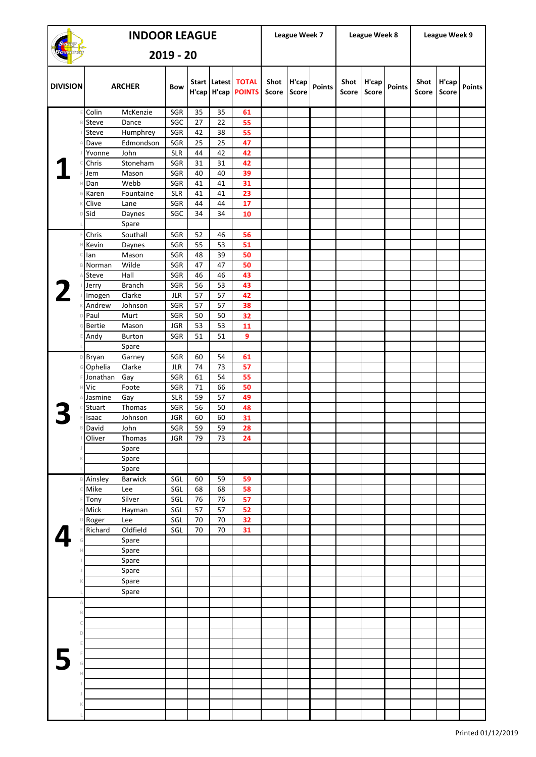# INDOOR LEAGUE

## 2019 - 20

| DIVISION | | ARCHER | | Bow | Start H'cap | Latest H'cap | TOTAL POINTS | League Week 7 Shot Score | League Week 7 H'cap Score | League Week 7 Points | League Week 8 Shot Score | League Week 8 H'cap Score | League Week 8 Points | League Week 9 Shot Score | League Week 9 H'cap Score | League Week 9 Points |
|---|---|---|---|---|---|---|---|---|---|---|---|---|---|---|---|---|
| 1 | E | Colin | McKenzie | SGR | 35 | 35 | 61 | | | | | | | | | |
| | B | Steve | Dance | SGC | 27 | 22 | 55 | | | | | | | | | |
| | I | Steve | Humphrey | SGR | 42 | 38 | 55 | | | | | | | | | |
| | A | Dave | Edmondson | SGR | 25 | 25 | 47 | | | | | | | | | |
| | J | Yvonne | John | SLR | 44 | 42 | 42 | | | | | | | | | |
| | C | Chris | Stoneham | SGR | 31 | 31 | 42 | | | | | | | | | |
| | F | Jem | Mason | SGR | 40 | 40 | 39 | | | | | | | | | |
| | H | Dan | Webb | SGR | 41 | 41 | 31 | | | | | | | | | |
| | G | Karen | Fountaine | SLR | 41 | 41 | 23 | | | | | | | | | |
| | K | Clive | Lane | SGR | 44 | 44 | 17 | | | | | | | | | |
| | D | Sid | Daynes | SGC | 34 | 34 | 10 | | | | | | | | | |
| | L | | Spare | | | | | | | | | | | | | |
| 2 | F | Chris | Southall | SGR | 52 | 46 | 56 | | | | | | | | | |
| | H | Kevin | Daynes | SGR | 55 | 53 | 51 | | | | | | | | | |
| | C | Ian | Mason | SGR | 48 | 39 | 50 | | | | | | | | | |
| | B | Norman | Wilde | SGR | 47 | 47 | 50 | | | | | | | | | |
| | A | Steve | Hall | SGR | 46 | 46 | 43 | | | | | | | | | |
| | I | Jerry | Branch | SGR | 56 | 53 | 43 | | | | | | | | | |
| | J | Imogen | Clarke | JLR | 57 | 57 | 42 | | | | | | | | | |
| | K | Andrew | Johnson | SGR | 57 | 57 | 38 | | | | | | | | | |
| | D | Paul | Murt | SGR | 50 | 50 | 32 | | | | | | | | | |
| | G | Bertie | Mason | JGR | 53 | 53 | 11 | | | | | | | | | |
| | E | Andy | Burton | SGR | 51 | 51 | 9 | | | | | | | | | |
| | L | | Spare | | | | | | | | | | | | | |
| 3 | D | Bryan | Garney | SGR | 60 | 54 | 61 | | | | | | | | | |
| | G | Ophelia | Clarke | JLR | 74 | 73 | 57 | | | | | | | | | |
| | F | Jonathan | Gay | SGR | 61 | 54 | 55 | | | | | | | | | |
| | H | Vic | Foote | SGR | 71 | 66 | 50 | | | | | | | | | |
| | A | Jasmine | Gay | SLR | 59 | 57 | 49 | | | | | | | | | |
| | C | Stuart | Thomas | SGR | 56 | 50 | 48 | | | | | | | | | |
| | E | Isaac | Johnson | JGR | 60 | 60 | 31 | | | | | | | | | |
| | B | David | John | SGR | 59 | 59 | 28 | | | | | | | | | |
| | I | Oliver | Thomas | JGR | 79 | 73 | 24 | | | | | | | | | |
| | J | | Spare | | | | | | | | | | | | | |
| | K | | Spare | | | | | | | | | | | | | |
| | L | | Spare | | | | | | | | | | | | | |
| 4 | B | Ainsley | Barwick | SGL | 60 | 59 | 59 | | | | | | | | | |
| | C | Mike | Lee | SGL | 68 | 68 | 58 | | | | | | | | | |
| | F | Tony | Silver | SGL | 76 | 76 | 57 | | | | | | | | | |
| | A | Mick | Hayman | SGL | 57 | 57 | 52 | | | | | | | | | |
| | D | Roger | Lee | SGL | 70 | 70 | 32 | | | | | | | | | |
| | E | Richard | Oldfield | SGL | 70 | 70 | 31 | | | | | | | | | |
| | G | | Spare | | | | | | | | | | | | | |
| | H | | Spare | | | | | | | | | | | | | |
| | I | | Spare | | | | | | | | | | | | | |
| | J | | Spare | | | | | | | | | | | | | |
| | K | | Spare | | | | | | | | | | | | | |
| | L | | Spare | | | | | | | | | | | | | |
| 5 | A | | | | | | | | | | | | | | | |
| | B | | | | | | | | | | | | | | | |
| | C | | | | | | | | | | | | | | | |
| | D | | | | | | | | | | | | | | | |
| | E | | | | | | | | | | | | | | | |
| | F | | | | | | | | | | | | | | | |
| | G | | | | | | | | | | | | | | | |
| | H | | | | | | | | | | | | | | | |
| | I | | | | | | | | | | | | | | | |
| | J | | | | | | | | | | | | | | | |
| | K | | | | | | | | | | | | | | | |
| | L | | | | | | | | | | | | | | | |

Printed 01/12/2019